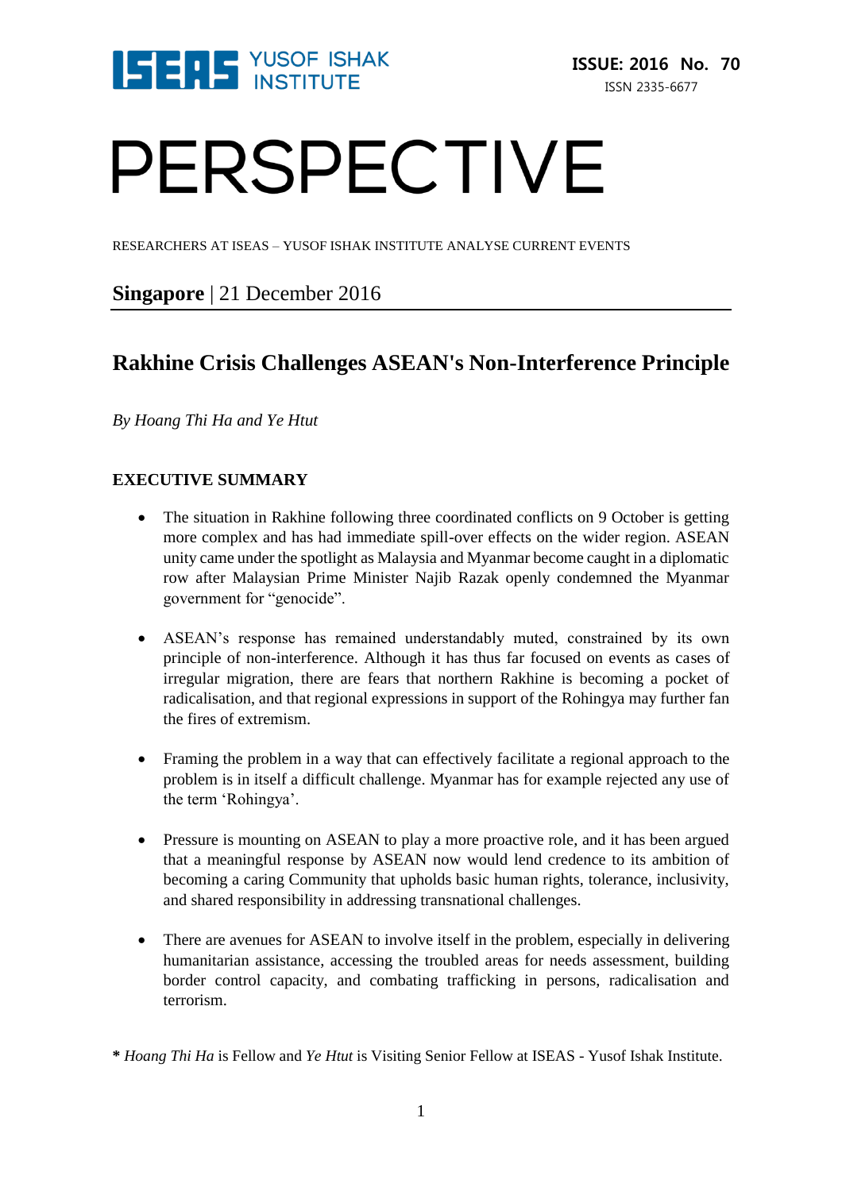ISEAS YUSOF ISHAK INSTITUTE

**ISSUE: 2016 No. 70**

ISSN 2335-6677

# PERSPECTIVE

RESEARCHERS AT ISEAS – YUSOF ISHAK INSTITUTE ANALYSE CURRENT EVENTS

**Singapore** | 21 December 2016

## Rakhine Crisis Challenges ASEAN's Non-Interference Principle

*By Hoang Thi Ha and Ye Htut*

### EXECUTIVE SUMMARY

- The situation in Rakhine following three coordinated conflicts on 9 October is getting more complex and has had immediate spill-over effects on the wider region. ASEAN unity came under the spotlight as Malaysia and Myanmar become caught in a diplomatic row after Malaysian Prime Minister Najib Razak openly condemned the Myanmar government for "genocide".

- ASEAN's response has remained understandably muted, constrained by its own principle of non-interference. Although it has thus far focused on events as cases of irregular migration, there are fears that northern Rakhine is becoming a pocket of radicalisation, and that regional expressions in support of the Rohingya may further fan the fires of extremism.

- Framing the problem in a way that can effectively facilitate a regional approach to the problem is in itself a difficult challenge. Myanmar has for example rejected any use of the term 'Rohingya'.

- Pressure is mounting on ASEAN to play a more proactive role, and it has been argued that a meaningful response by ASEAN now would lend credence to its ambition of becoming a caring Community that upholds basic human rights, tolerance, inclusivity, and shared responsibility in addressing transnational challenges.

- There are avenues for ASEAN to involve itself in the problem, especially in delivering humanitarian assistance, accessing the troubled areas for needs assessment, building border control capacity, and combating trafficking in persons, radicalisation and terrorism.

**\*** *Hoang Thi Ha* is Fellow and *Ye Htut* is Visiting Senior Fellow at ISEAS - Yusof Ishak Institute.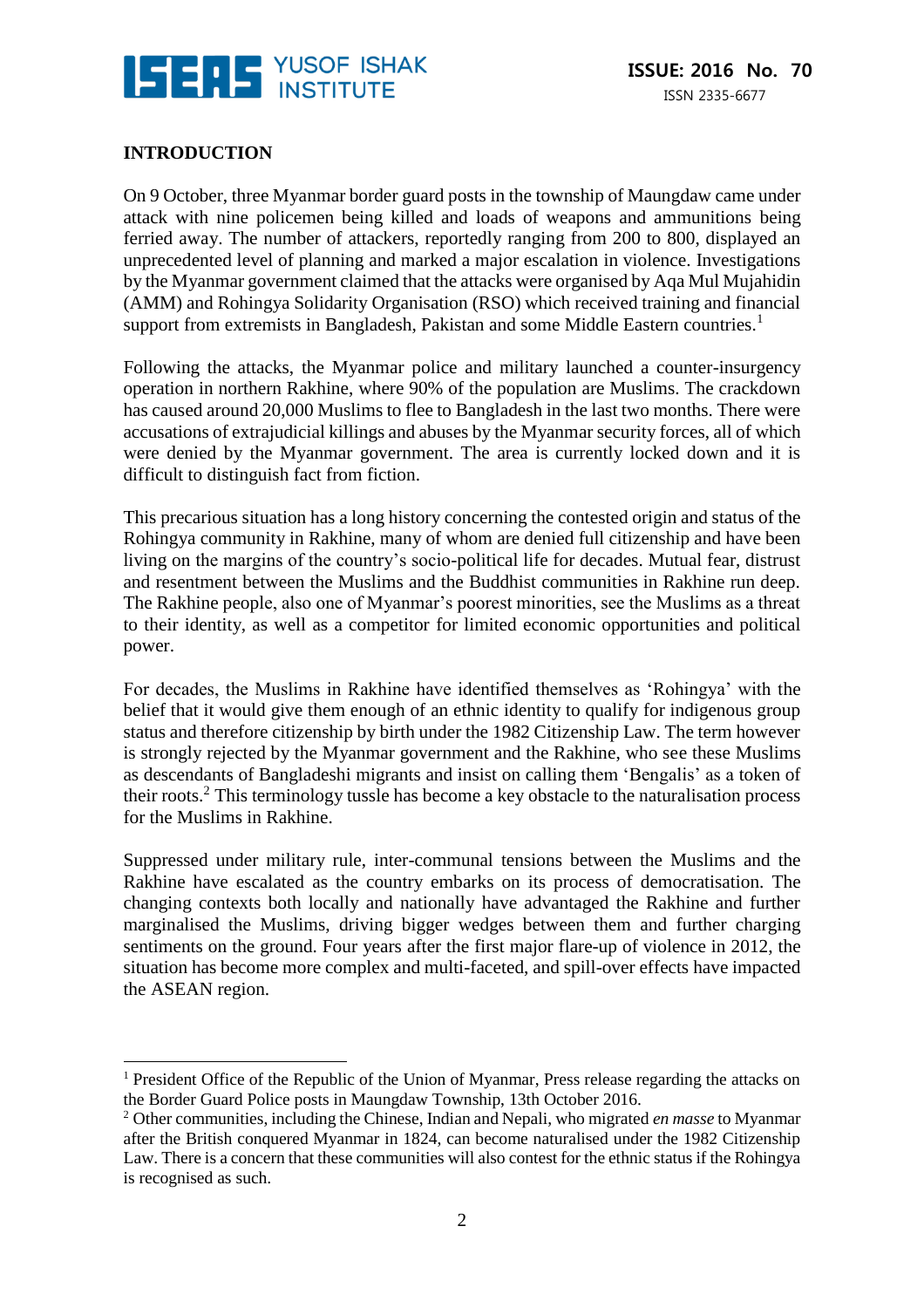## INTRODUCTION

On 9 October, three Myanmar border guard posts in the township of Maungdaw came under attack with nine policemen being killed and loads of weapons and ammunitions being ferried away. The number of attackers, reportedly ranging from 200 to 800, displayed an unprecedented level of planning and marked a major escalation in violence. Investigations by the Myanmar government claimed that the attacks were organised by Aqa Mul Mujahidin (AMM) and Rohingya Solidarity Organisation (RSO) which received training and financial support from extremists in Bangladesh, Pakistan and some Middle Eastern countries.[1]

Following the attacks, the Myanmar police and military launched a counter-insurgency operation in northern Rakhine, where 90% of the population are Muslims. The crackdown has caused around 20,000 Muslims to flee to Bangladesh in the last two months. There were accusations of extrajudicial killings and abuses by the Myanmar security forces, all of which were denied by the Myanmar government. The area is currently locked down and it is difficult to distinguish fact from fiction.

This precarious situation has a long history concerning the contested origin and status of the Rohingya community in Rakhine, many of whom are denied full citizenship and have been living on the margins of the country's socio-political life for decades. Mutual fear, distrust and resentment between the Muslims and the Buddhist communities in Rakhine run deep. The Rakhine people, also one of Myanmar's poorest minorities, see the Muslims as a threat to their identity, as well as a competitor for limited economic opportunities and political power.

For decades, the Muslims in Rakhine have identified themselves as 'Rohingya' with the belief that it would give them enough of an ethnic identity to qualify for indigenous group status and therefore citizenship by birth under the 1982 Citizenship Law. The term however is strongly rejected by the Myanmar government and the Rakhine, who see these Muslims as descendants of Bangladeshi migrants and insist on calling them 'Bengalis' as a token of their roots.[2] This terminology tussle has become a key obstacle to the naturalisation process for the Muslims in Rakhine.

Suppressed under military rule, inter-communal tensions between the Muslims and the Rakhine have escalated as the country embarks on its process of democratisation. The changing contexts both locally and nationally have advantaged the Rakhine and further marginalised the Muslims, driving bigger wedges between them and further charging sentiments on the ground. Four years after the first major flare-up of violence in 2012, the situation has become more complex and multi-faceted, and spill-over effects have impacted the ASEAN region.

---

[1] President Office of the Republic of the Union of Myanmar, Press release regarding the attacks on the Border Guard Police posts in Maungdaw Township, 13th October 2016.

[2] Other communities, including the Chinese, Indian and Nepali, who migrated *en masse* to Myanmar after the British conquered Myanmar in 1824, can become naturalised under the 1982 Citizenship Law. There is a concern that these communities will also contest for the ethnic status if the Rohingya is recognised as such.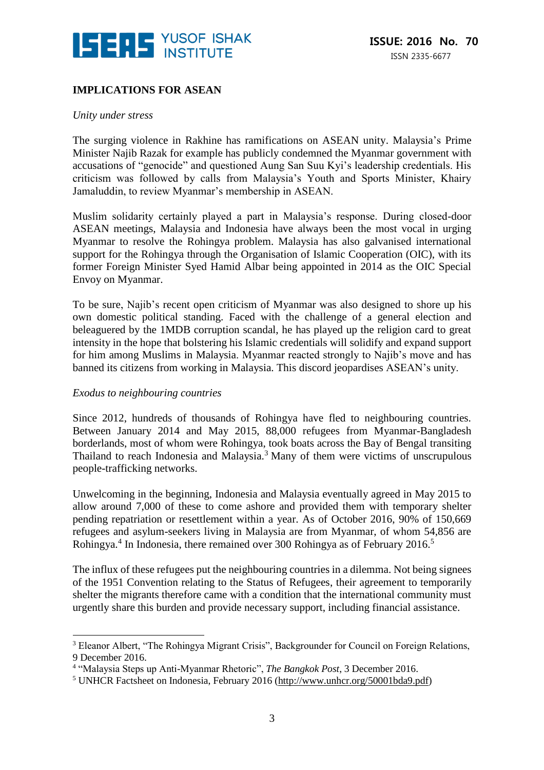**IMPLICATIONS FOR ASEAN**

*Unity under stress*

The surging violence in Rakhine has ramifications on ASEAN unity. Malaysia's Prime Minister Najib Razak for example has publicly condemned the Myanmar government with accusations of "genocide" and questioned Aung San Suu Kyi's leadership credentials. His criticism was followed by calls from Malaysia's Youth and Sports Minister, Khairy Jamaluddin, to review Myanmar's membership in ASEAN.

Muslim solidarity certainly played a part in Malaysia's response. During closed-door ASEAN meetings, Malaysia and Indonesia have always been the most vocal in urging Myanmar to resolve the Rohingya problem. Malaysia has also galvanised international support for the Rohingya through the Organisation of Islamic Cooperation (OIC), with its former Foreign Minister Syed Hamid Albar being appointed in 2014 as the OIC Special Envoy on Myanmar.

To be sure, Najib's recent open criticism of Myanmar was also designed to shore up his own domestic political standing. Faced with the challenge of a general election and beleaguered by the 1MDB corruption scandal, he has played up the religion card to great intensity in the hope that bolstering his Islamic credentials will solidify and expand support for him among Muslims in Malaysia. Myanmar reacted strongly to Najib's move and has banned its citizens from working in Malaysia. This discord jeopardises ASEAN's unity.

*Exodus to neighbouring countries*

Since 2012, hundreds of thousands of Rohingya have fled to neighbouring countries. Between January 2014 and May 2015, 88,000 refugees from Myanmar-Bangladesh borderlands, most of whom were Rohingya, took boats across the Bay of Bengal transiting Thailand to reach Indonesia and Malaysia.[3] Many of them were victims of unscrupulous people-trafficking networks.

Unwelcoming in the beginning, Indonesia and Malaysia eventually agreed in May 2015 to allow around 7,000 of these to come ashore and provided them with temporary shelter pending repatriation or resettlement within a year. As of October 2016, 90% of 150,669 refugees and asylum-seekers living in Malaysia are from Myanmar, of whom 54,856 are Rohingya.[4] In Indonesia, there remained over 300 Rohingya as of February 2016.[5]

The influx of these refugees put the neighbouring countries in a dilemma. Not being signees of the 1951 Convention relating to the Status of Refugees, their agreement to temporarily shelter the migrants therefore came with a condition that the international community must urgently share this burden and provide necessary support, including financial assistance.

---

[3] Eleanor Albert, "The Rohingya Migrant Crisis", Backgrounder for Council on Foreign Relations, 9 December 2016.

[4] "Malaysia Steps up Anti-Myanmar Rhetoric", *The Bangkok Post*, 3 December 2016.

[5] UNHCR Factsheet on Indonesia, February 2016 (http://www.unhcr.org/50001bda9.pdf)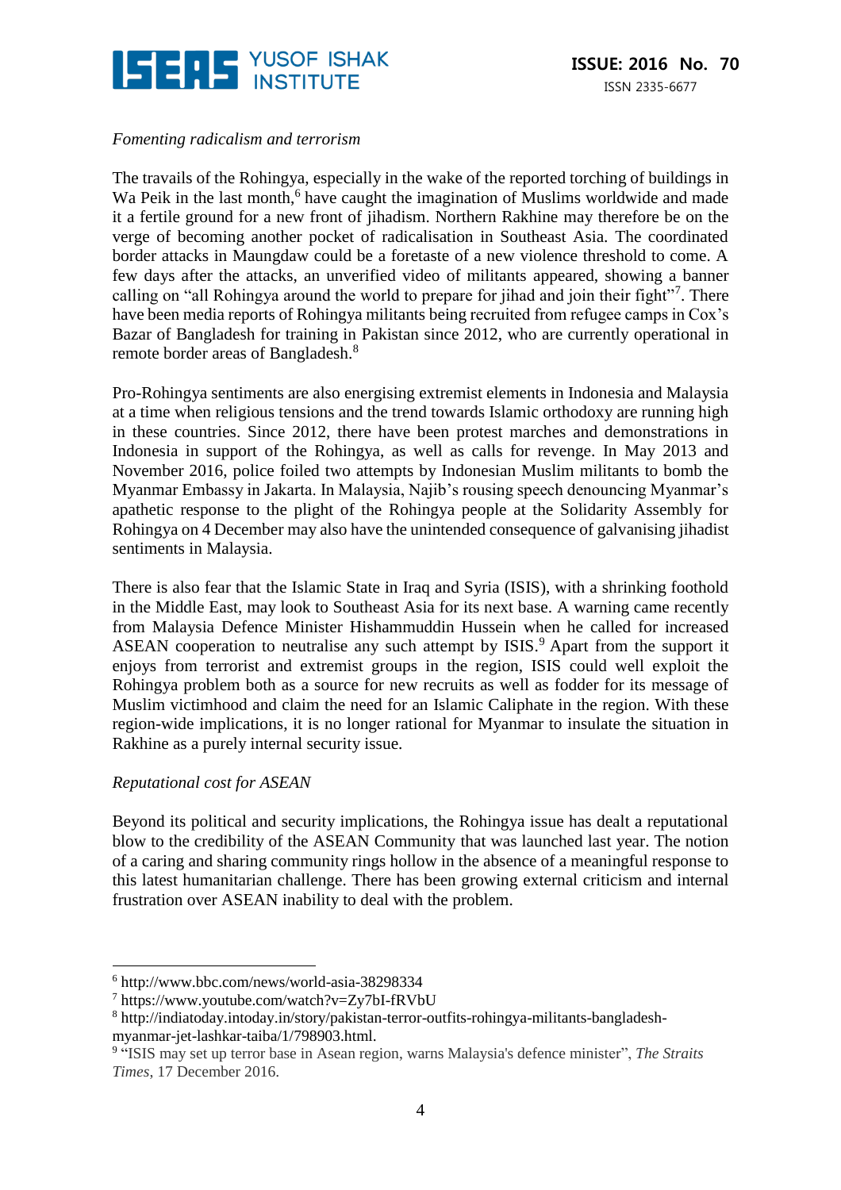*Fomenting radicalism and terrorism*

The travails of the Rohingya, especially in the wake of the reported torching of buildings in Wa Peik in the last month,[6] have caught the imagination of Muslims worldwide and made it a fertile ground for a new front of jihadism. Northern Rakhine may therefore be on the verge of becoming another pocket of radicalisation in Southeast Asia. The coordinated border attacks in Maungdaw could be a foretaste of a new violence threshold to come. A few days after the attacks, an unverified video of militants appeared, showing a banner calling on "all Rohingya around the world to prepare for jihad and join their fight"[7]. There have been media reports of Rohingya militants being recruited from refugee camps in Cox's Bazar of Bangladesh for training in Pakistan since 2012, who are currently operational in remote border areas of Bangladesh.[8]

Pro-Rohingya sentiments are also energising extremist elements in Indonesia and Malaysia at a time when religious tensions and the trend towards Islamic orthodoxy are running high in these countries. Since 2012, there have been protest marches and demonstrations in Indonesia in support of the Rohingya, as well as calls for revenge. In May 2013 and November 2016, police foiled two attempts by Indonesian Muslim militants to bomb the Myanmar Embassy in Jakarta. In Malaysia, Najib's rousing speech denouncing Myanmar's apathetic response to the plight of the Rohingya people at the Solidarity Assembly for Rohingya on 4 December may also have the unintended consequence of galvanising jihadist sentiments in Malaysia.

There is also fear that the Islamic State in Iraq and Syria (ISIS), with a shrinking foothold in the Middle East, may look to Southeast Asia for its next base. A warning came recently from Malaysia Defence Minister Hishammuddin Hussein when he called for increased ASEAN cooperation to neutralise any such attempt by ISIS.[9] Apart from the support it enjoys from terrorist and extremist groups in the region, ISIS could well exploit the Rohingya problem both as a source for new recruits as well as fodder for its message of Muslim victimhood and claim the need for an Islamic Caliphate in the region. With these region-wide implications, it is no longer rational for Myanmar to insulate the situation in Rakhine as a purely internal security issue.

*Reputational cost for ASEAN*

Beyond its political and security implications, the Rohingya issue has dealt a reputational blow to the credibility of the ASEAN Community that was launched last year. The notion of a caring and sharing community rings hollow in the absence of a meaningful response to this latest humanitarian challenge. There has been growing external criticism and internal frustration over ASEAN inability to deal with the problem.

---

[6] http://www.bbc.com/news/world-asia-38298334

[7] https://www.youtube.com/watch?v=Zy7bI-fRVbU

[8] http://indiatoday.intoday.in/story/pakistan-terror-outfits-rohingya-militants-bangladesh-myanmar-jet-lashkar-taiba/1/798903.html.

[9] "ISIS may set up terror base in Asean region, warns Malaysia's defence minister", *The Straits Times*, 17 December 2016.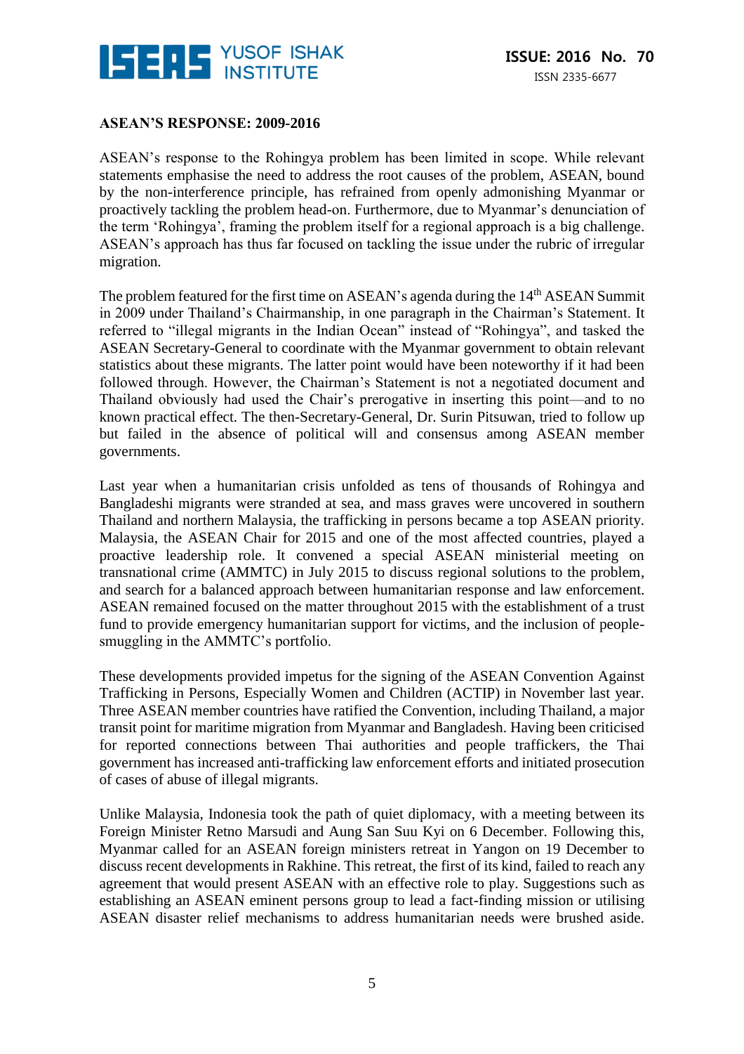## ASEAN'S RESPONSE: 2009-2016

ASEAN's response to the Rohingya problem has been limited in scope. While relevant statements emphasise the need to address the root causes of the problem, ASEAN, bound by the non-interference principle, has refrained from openly admonishing Myanmar or proactively tackling the problem head-on. Furthermore, due to Myanmar's denunciation of the term 'Rohingya', framing the problem itself for a regional approach is a big challenge. ASEAN's approach has thus far focused on tackling the issue under the rubric of irregular migration.

The problem featured for the first time on ASEAN's agenda during the 14th ASEAN Summit in 2009 under Thailand's Chairmanship, in one paragraph in the Chairman's Statement. It referred to "illegal migrants in the Indian Ocean" instead of "Rohingya", and tasked the ASEAN Secretary-General to coordinate with the Myanmar government to obtain relevant statistics about these migrants. The latter point would have been noteworthy if it had been followed through. However, the Chairman's Statement is not a negotiated document and Thailand obviously had used the Chair's prerogative in inserting this point—and to no known practical effect. The then-Secretary-General, Dr. Surin Pitsuwan, tried to follow up but failed in the absence of political will and consensus among ASEAN member governments.

Last year when a humanitarian crisis unfolded as tens of thousands of Rohingya and Bangladeshi migrants were stranded at sea, and mass graves were uncovered in southern Thailand and northern Malaysia, the trafficking in persons became a top ASEAN priority. Malaysia, the ASEAN Chair for 2015 and one of the most affected countries, played a proactive leadership role. It convened a special ASEAN ministerial meeting on transnational crime (AMMTC) in July 2015 to discuss regional solutions to the problem, and search for a balanced approach between humanitarian response and law enforcement. ASEAN remained focused on the matter throughout 2015 with the establishment of a trust fund to provide emergency humanitarian support for victims, and the inclusion of people-smuggling in the AMMTC's portfolio.

These developments provided impetus for the signing of the ASEAN Convention Against Trafficking in Persons, Especially Women and Children (ACTIP) in November last year. Three ASEAN member countries have ratified the Convention, including Thailand, a major transit point for maritime migration from Myanmar and Bangladesh. Having been criticised for reported connections between Thai authorities and people traffickers, the Thai government has increased anti-trafficking law enforcement efforts and initiated prosecution of cases of abuse of illegal migrants.

Unlike Malaysia, Indonesia took the path of quiet diplomacy, with a meeting between its Foreign Minister Retno Marsudi and Aung San Suu Kyi on 6 December. Following this, Myanmar called for an ASEAN foreign ministers retreat in Yangon on 19 December to discuss recent developments in Rakhine. This retreat, the first of its kind, failed to reach any agreement that would present ASEAN with an effective role to play. Suggestions such as establishing an ASEAN eminent persons group to lead a fact-finding mission or utilising ASEAN disaster relief mechanisms to address humanitarian needs were brushed aside.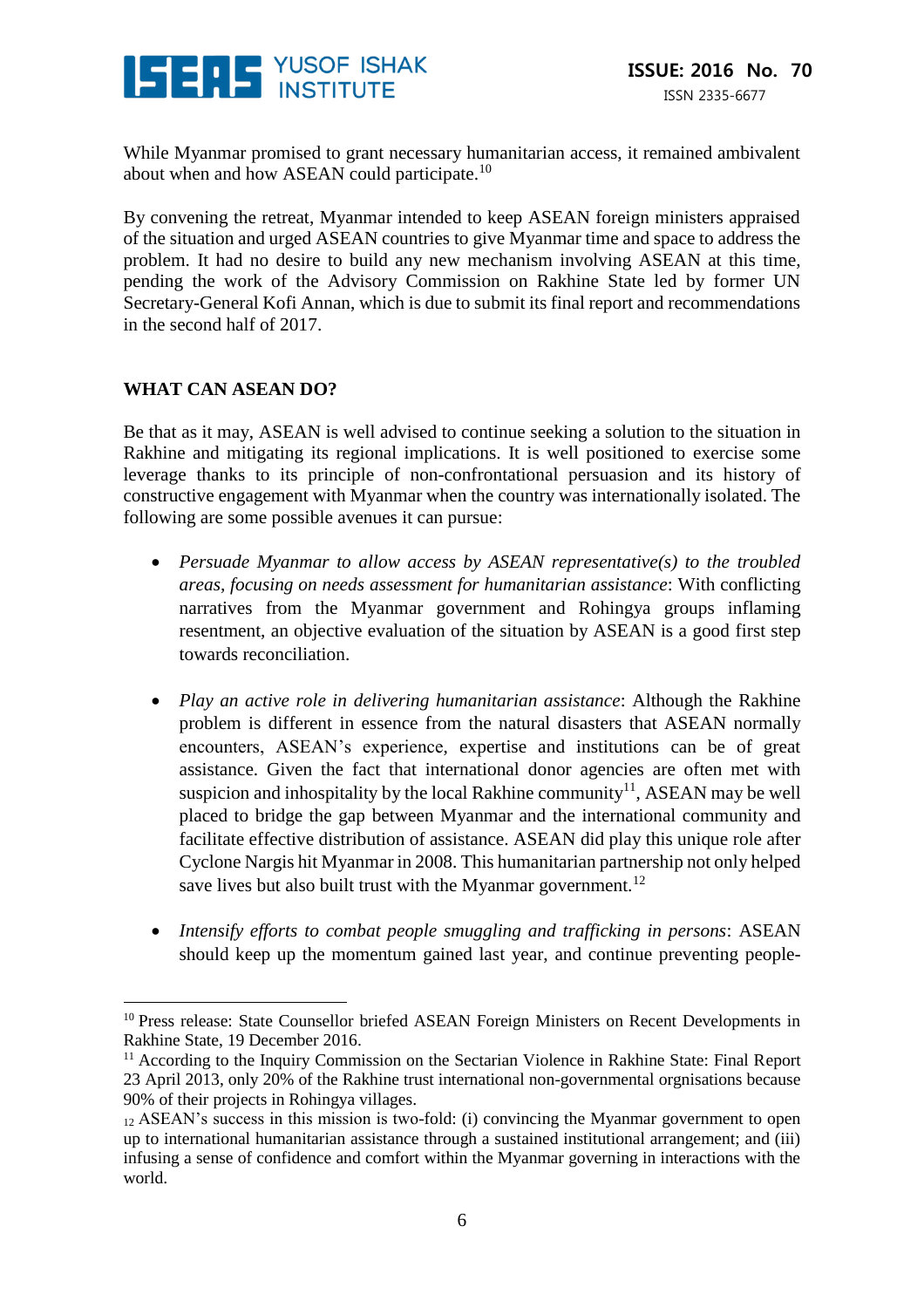While Myanmar promised to grant necessary humanitarian access, it remained ambivalent about when and how ASEAN could participate.[10]

By convening the retreat, Myanmar intended to keep ASEAN foreign ministers appraised of the situation and urged ASEAN countries to give Myanmar time and space to address the problem. It had no desire to build any new mechanism involving ASEAN at this time, pending the work of the Advisory Commission on Rakhine State led by former UN Secretary-General Kofi Annan, which is due to submit its final report and recommendations in the second half of 2017.

## WHAT CAN ASEAN DO?

Be that as it may, ASEAN is well advised to continue seeking a solution to the situation in Rakhine and mitigating its regional implications. It is well positioned to exercise some leverage thanks to its principle of non-confrontational persuasion and its history of constructive engagement with Myanmar when the country was internationally isolated. The following are some possible avenues it can pursue:

- *Persuade Myanmar to allow access by ASEAN representative(s) to the troubled areas, focusing on needs assessment for humanitarian assistance*: With conflicting narratives from the Myanmar government and Rohingya groups inflaming resentment, an objective evaluation of the situation by ASEAN is a good first step towards reconciliation.

- *Play an active role in delivering humanitarian assistance*: Although the Rakhine problem is different in essence from the natural disasters that ASEAN normally encounters, ASEAN's experience, expertise and institutions can be of great assistance. Given the fact that international donor agencies are often met with suspicion and inhospitality by the local Rakhine community[11], ASEAN may be well placed to bridge the gap between Myanmar and the international community and facilitate effective distribution of assistance. ASEAN did play this unique role after Cyclone Nargis hit Myanmar in 2008. This humanitarian partnership not only helped save lives but also built trust with the Myanmar government.[12]

- *Intensify efforts to combat people smuggling and trafficking in persons*: ASEAN should keep up the momentum gained last year, and continue preventing people-

---

[10] Press release: State Counsellor briefed ASEAN Foreign Ministers on Recent Developments in Rakhine State, 19 December 2016.

[11] According to the Inquiry Commission on the Sectarian Violence in Rakhine State: Final Report 23 April 2013, only 20% of the Rakhine trust international non-governmental orgnisations because 90% of their projects in Rohingya villages.

[12] ASEAN's success in this mission is two-fold: (i) convincing the Myanmar government to open up to international humanitarian assistance through a sustained institutional arrangement; and (iii) infusing a sense of confidence and comfort within the Myanmar governing in interactions with the world.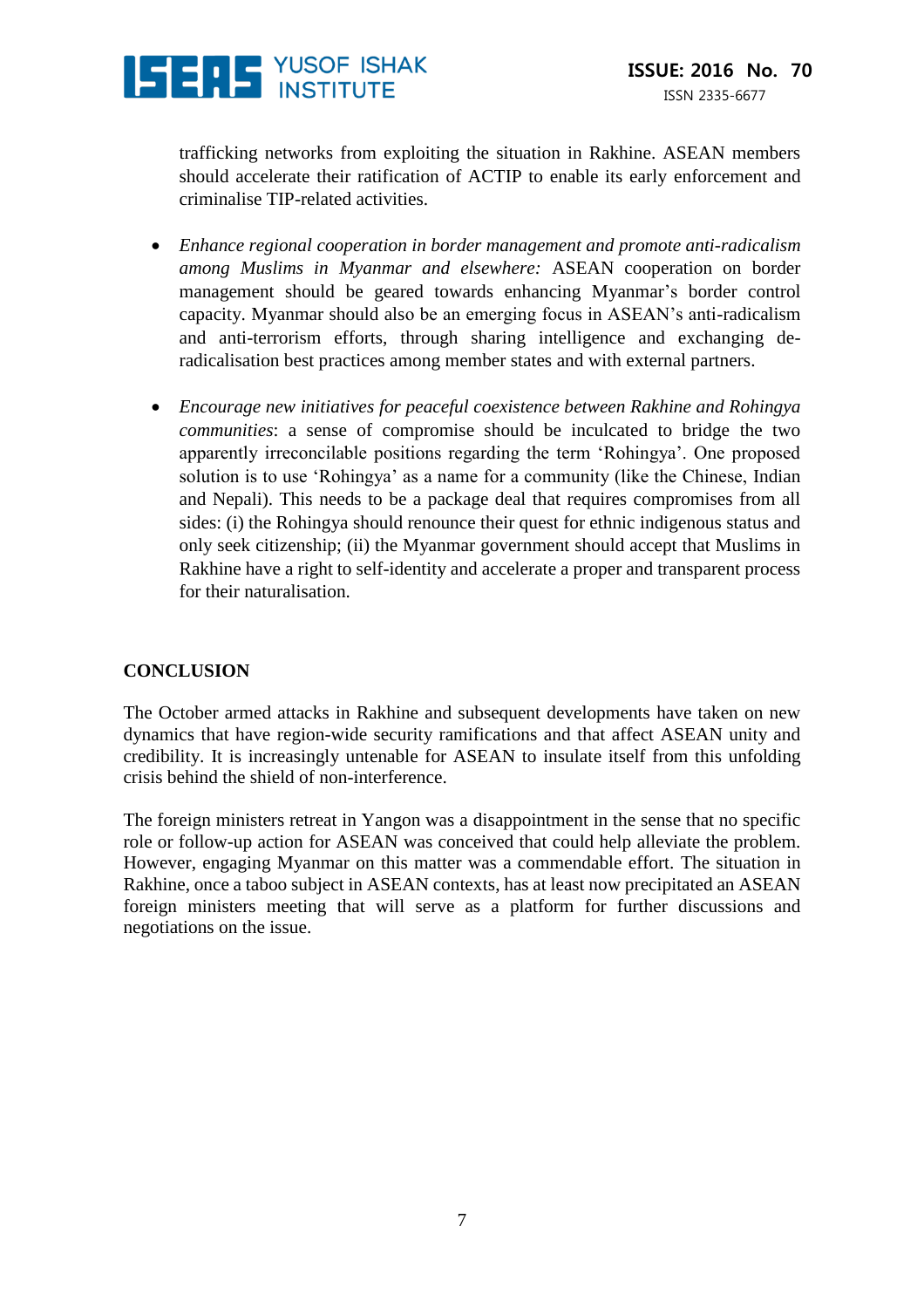trafficking networks from exploiting the situation in Rakhine. ASEAN members should accelerate their ratification of ACTIP to enable its early enforcement and criminalise TIP-related activities.

- *Enhance regional cooperation in border management and promote anti-radicalism among Muslims in Myanmar and elsewhere:* ASEAN cooperation on border management should be geared towards enhancing Myanmar's border control capacity. Myanmar should also be an emerging focus in ASEAN's anti-radicalism and anti-terrorism efforts, through sharing intelligence and exchanging de-radicalisation best practices among member states and with external partners.

- *Encourage new initiatives for peaceful coexistence between Rakhine and Rohingya communities*: a sense of compromise should be inculcated to bridge the two apparently irreconcilable positions regarding the term 'Rohingya'. One proposed solution is to use 'Rohingya' as a name for a community (like the Chinese, Indian and Nepali). This needs to be a package deal that requires compromises from all sides: (i) the Rohingya should renounce their quest for ethnic indigenous status and only seek citizenship; (ii) the Myanmar government should accept that Muslims in Rakhine have a right to self-identity and accelerate a proper and transparent process for their naturalisation.

## CONCLUSION

The October armed attacks in Rakhine and subsequent developments have taken on new dynamics that have region-wide security ramifications and that affect ASEAN unity and credibility. It is increasingly untenable for ASEAN to insulate itself from this unfolding crisis behind the shield of non-interference.

The foreign ministers retreat in Yangon was a disappointment in the sense that no specific role or follow-up action for ASEAN was conceived that could help alleviate the problem. However, engaging Myanmar on this matter was a commendable effort. The situation in Rakhine, once a taboo subject in ASEAN contexts, has at least now precipitated an ASEAN foreign ministers meeting that will serve as a platform for further discussions and negotiations on the issue.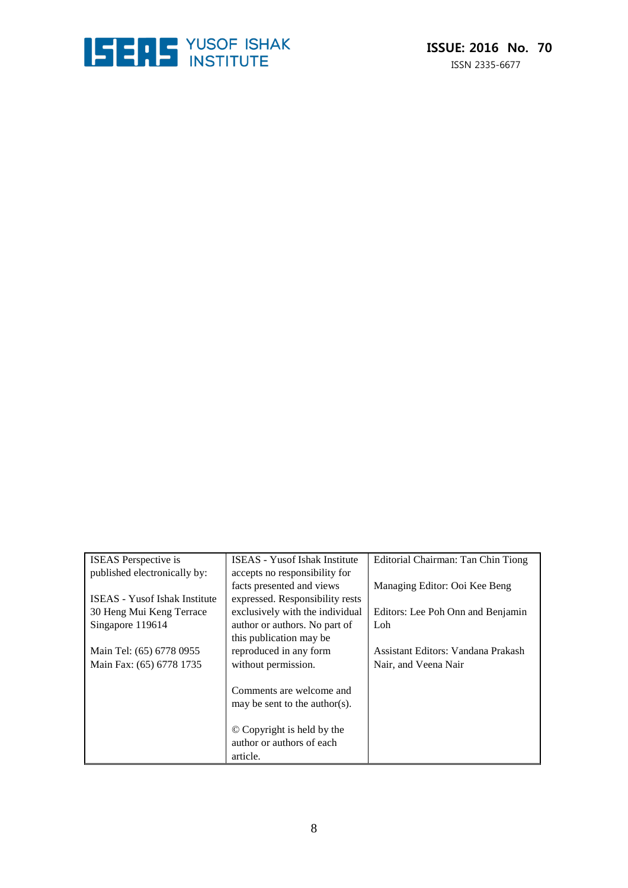| | | |
|---|---|---|
| ISEAS Perspective is published electronically by:<br><br>ISEAS - Yusof Ishak Institute<br>30 Heng Mui Keng Terrace<br>Singapore 119614<br><br>Main Tel: (65) 6778 0955<br>Main Fax: (65) 6778 1735 | ISEAS - Yusof Ishak Institute accepts no responsibility for facts presented and views expressed. Responsibility rests exclusively with the individual author or authors. No part of this publication may be reproduced in any form without permission.<br><br>Comments are welcome and may be sent to the author(s).<br><br>© Copyright is held by the author or authors of each article. | Editorial Chairman: Tan Chin Tiong<br><br>Managing Editor: Ooi Kee Beng<br><br>Editors: Lee Poh Onn and Benjamin Loh<br><br>Assistant Editors: Vandana Prakash Nair, and Veena Nair |